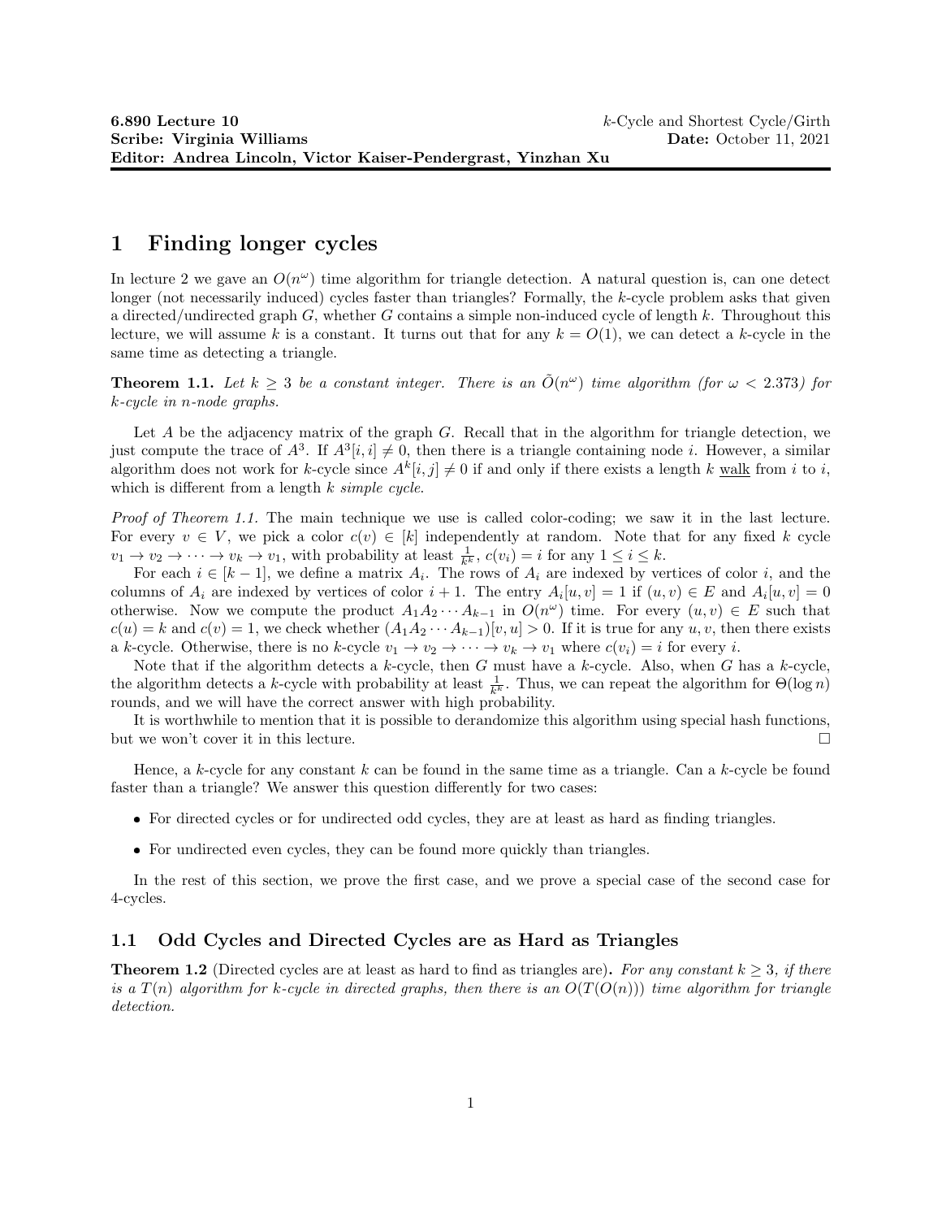**6.890 Lecture 10** — $k$-Cycle and Shortest Cycle/Girth
**Scribe: Virginia Williams** — **Date:** October 11, 2021
**Editor: Andrea Lincoln, Victor Kaiser-Pendergrast, Yinzhan Xu**

# 1 Finding longer cycles

In lecture 2 we gave an $O(n^\omega)$ time algorithm for triangle detection. A natural question is, can one detect longer (not necessarily induced) cycles faster than triangles? Formally, the $k$-cycle problem asks that given a directed/undirected graph $G$, whether $G$ contains a simple non-induced cycle of length $k$. Throughout this lecture, we will assume $k$ is a constant. It turns out that for any $k = O(1)$, we can detect a $k$-cycle in the same time as detecting a triangle.

**Theorem 1.1.** *Let $k \geq 3$ be a constant integer. There is an $\tilde{O}(n^\omega)$ time algorithm (for $\omega < 2.373$) for $k$-cycle in $n$-node graphs.*

Let $A$ be the adjacency matrix of the graph $G$. Recall that in the algorithm for triangle detection, we just compute the trace of $A^3$. If $A^3[i,i] \neq 0$, then there is a triangle containing node $i$. However, a similar algorithm does not work for $k$-cycle since $A^k[i,j] \neq 0$ if and only if there exists a length $k$ walk from $i$ to $i$, which is different from a length $k$ *simple cycle*.

*Proof of Theorem 1.1.* The main technique we use is called color-coding; we saw it in the last lecture. For every $v \in V$, we pick a color $c(v) \in [k]$ independently at random. Note that for any fixed $k$ cycle $v_1 \to v_2 \to \cdots \to v_k \to v_1$, with probability at least $\frac{1}{k^k}$, $c(v_i) = i$ for any $1 \leq i \leq k$.

For each $i \in [k-1]$, we define a matrix $A_i$. The rows of $A_i$ are indexed by vertices of color $i$, and the columns of $A_i$ are indexed by vertices of color $i+1$. The entry $A_i[u,v] = 1$ if $(u,v) \in E$ and $A_i[u,v] = 0$ otherwise. Now we compute the product $A_1 A_2 \cdots A_{k-1}$ in $O(n^\omega)$ time. For every $(u,v) \in E$ such that $c(u) = k$ and $c(v) = 1$, we check whether $(A_1 A_2 \cdots A_{k-1})[v,u] > 0$. If it is true for any $u, v$, then there exists a $k$-cycle. Otherwise, there is no $k$-cycle $v_1 \to v_2 \to \cdots \to v_k \to v_1$ where $c(v_i) = i$ for every $i$.

Note that if the algorithm detects a $k$-cycle, then $G$ must have a $k$-cycle. Also, when $G$ has a $k$-cycle, the algorithm detects a $k$-cycle with probability at least $\frac{1}{k^k}$. Thus, we can repeat the algorithm for $\Theta(\log n)$ rounds, and we will have the correct answer with high probability.

It is worthwhile to mention that it is possible to derandomize this algorithm using special hash functions, but we won't cover it in this lecture. $\square$

Hence, a $k$-cycle for any constant $k$ can be found in the same time as a triangle. Can a $k$-cycle be found faster than a triangle? We answer this question differently for two cases:

- For directed cycles or for undirected odd cycles, they are at least as hard as finding triangles.
- For undirected even cycles, they can be found more quickly than triangles.

In the rest of this section, we prove the first case, and we prove a special case of the second case for 4-cycles.

## 1.1 Odd Cycles and Directed Cycles are as Hard as Triangles

**Theorem 1.2** (Directed cycles are at least as hard to find as triangles are)**.** *For any constant $k \geq 3$, if there is a $T(n)$ algorithm for $k$-cycle in directed graphs, then there is an $O(T(O(n)))$ time algorithm for triangle detection.*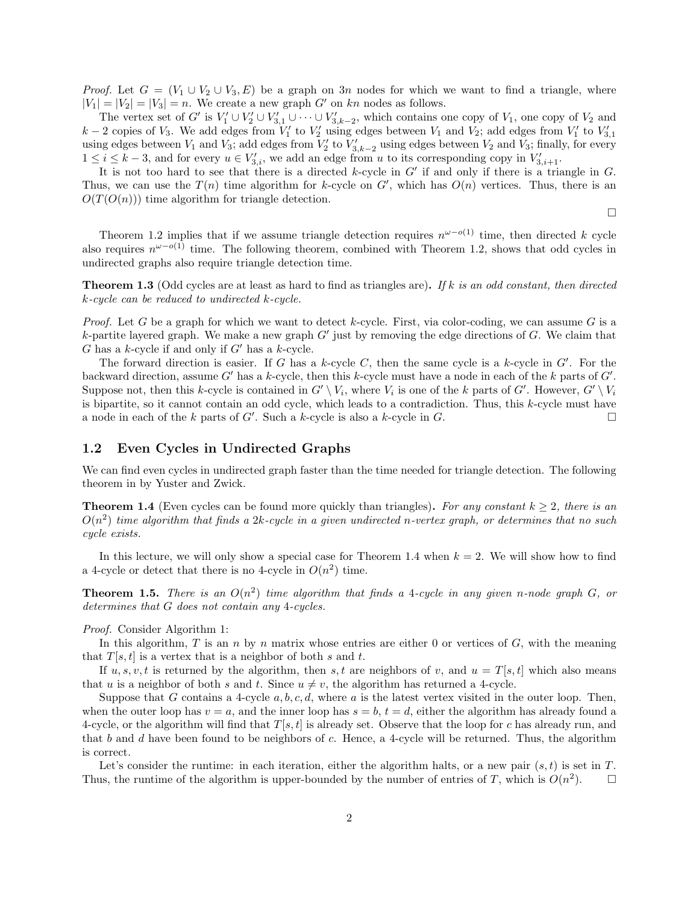*Proof.* Let $G = (V_1 \cup V_2 \cup V_3, E)$ be a graph on $3n$ nodes for which we want to find a triangle, where $|V_1| = |V_2| = |V_3| = n$. We create a new graph $G'$ on $kn$ nodes as follows.

The vertex set of $G'$ is $V_1' \cup V_2' \cup V_{3,1}' \cup \cdots \cup V_{3,k-2}'$, which contains one copy of $V_1$, one copy of $V_2$ and $k-2$ copies of $V_3$. We add edges from $V_1'$ to $V_2'$ using edges between $V_1$ and $V_2$; add edges from $V_1'$ to $V_{3,1}'$ using edges between $V_1$ and $V_3$; add edges from $V_2'$ to $V_{3,k-2}'$ using edges between $V_2$ and $V_3$; finally, for every $1 \leq i \leq k-3$, and for every $u \in V_{3,i}'$, we add an edge from $u$ to its corresponding copy in $V_{3,i+1}'$.

It is not too hard to see that there is a directed $k$-cycle in $G'$ if and only if there is a triangle in $G$. Thus, we can use the $T(n)$ time algorithm for $k$-cycle on $G'$, which has $O(n)$ vertices. Thus, there is an $O(T(O(n)))$ time algorithm for triangle detection. □

Theorem 1.2 implies that if we assume triangle detection requires $n^{\omega - o(1)}$ time, then directed $k$ cycle also requires $n^{\omega - o(1)}$ time. The following theorem, combined with Theorem 1.2, shows that odd cycles in undirected graphs also require triangle detection time.

**Theorem 1.3** (Odd cycles are at least as hard to find as triangles)**.** *If $k$ is an odd constant, then directed $k$-cycle can be reduced to undirected $k$-cycle.*

*Proof.* Let $G$ be a graph for which we want to detect $k$-cycle. First, via color-coding, we can assume $G$ is a $k$-partite layered graph. We make a new graph $G'$ just by removing the edge directions of $G$. We claim that $G$ has a $k$-cycle if and only if $G'$ has a $k$-cycle.

The forward direction is easier. If $G$ has a $k$-cycle $C$, then the same cycle is a $k$-cycle in $G'$. For the backward direction, assume $G'$ has a $k$-cycle, then this $k$-cycle must have a node in each of the $k$ parts of $G'$. Suppose not, then this $k$-cycle is contained in $G' \setminus V_i$, where $V_i$ is one of the $k$ parts of $G'$. However, $G' \setminus V_i$ is bipartite, so it cannot contain an odd cycle, which leads to a contradiction. Thus, this $k$-cycle must have a node in each of the $k$ parts of $G'$. Such a $k$-cycle is also a $k$-cycle in $G$. □

## 1.2 Even Cycles in Undirected Graphs

We can find even cycles in undirected graph faster than the time needed for triangle detection. The following theorem in by Yuster and Zwick.

**Theorem 1.4** (Even cycles can be found more quickly than triangles)**.** *For any constant $k \geq 2$, there is an $O(n^2)$ time algorithm that finds a $2k$-cycle in a given undirected $n$-vertex graph, or determines that no such cycle exists.*

In this lecture, we will only show a special case for Theorem 1.4 when $k = 2$. We will show how to find a 4-cycle or detect that there is no 4-cycle in $O(n^2)$ time.

**Theorem 1.5.** *There is an $O(n^2)$ time algorithm that finds a 4-cycle in any given $n$-node graph $G$, or determines that $G$ does not contain any 4-cycles.*

*Proof.* Consider Algorithm 1:

In this algorithm, $T$ is an $n$ by $n$ matrix whose entries are either 0 or vertices of $G$, with the meaning that $T[s,t]$ is a vertex that is a neighbor of both $s$ and $t$.

If $u, s, v, t$ is returned by the algorithm, then $s, t$ are neighbors of $v$, and $u = T[s,t]$ which also means that $u$ is a neighbor of both $s$ and $t$. Since $u \neq v$, the algorithm has returned a 4-cycle.

Suppose that $G$ contains a 4-cycle $a, b, c, d$, where $a$ is the latest vertex visited in the outer loop. Then, when the outer loop has $v = a$, and the inner loop has $s = b$, $t = d$, either the algorithm has already found a 4-cycle, or the algorithm will find that $T[s,t]$ is already set. Observe that the loop for $c$ has already run, and that $b$ and $d$ have been found to be neighbors of $c$. Hence, a 4-cycle will be returned. Thus, the algorithm is correct.

Let's consider the runtime: in each iteration, either the algorithm halts, or a new pair $(s,t)$ is set in $T$. Thus, the runtime of the algorithm is upper-bounded by the number of entries of $T$, which is $O(n^2)$. □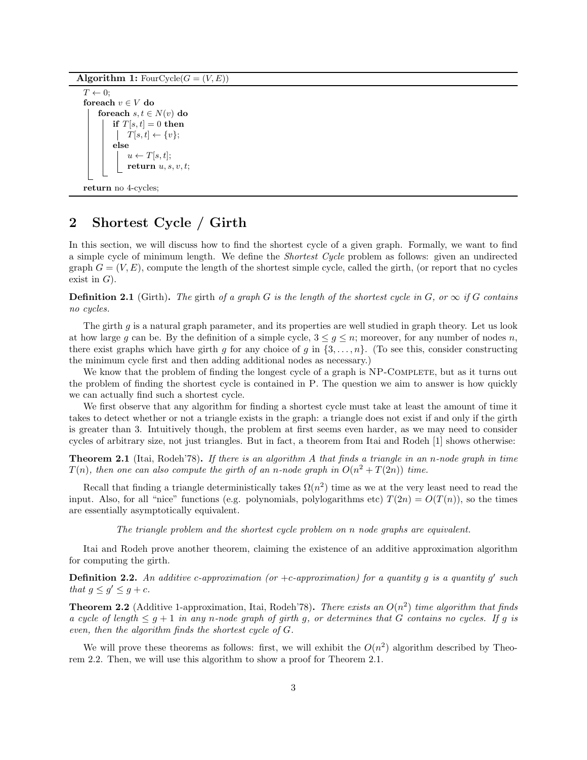**Algorithm 1:** FourCycle($G = (V, E)$)

```
T ← 0;
foreach v ∈ V do
    foreach s, t ∈ N(v) do
        if T[s, t] = 0 then
            T[s, t] ← {v};
        else
            u ← T[s, t];
            return u, s, v, t;
return no 4-cycles;
```

## 2 Shortest Cycle / Girth

In this section, we will discuss how to find the shortest cycle of a given graph. Formally, we want to find a simple cycle of minimum length. We define the *Shortest Cycle* problem as follows: given an undirected graph $G = (V, E)$, compute the length of the shortest simple cycle, called the girth, (or report that no cycles exist in $G$).

**Definition 2.1** (Girth)**.** *The* girth *of a graph $G$ is the length of the shortest cycle in $G$, or $\infty$ if $G$ contains no cycles.*

The girth $g$ is a natural graph parameter, and its properties are well studied in graph theory. Let us look at how large $g$ can be. By the definition of a simple cycle, $3 \leq g \leq n$; moreover, for any number of nodes $n$, there exist graphs which have girth $g$ for any choice of $g$ in $\{3, \ldots, n\}$. (To see this, consider constructing the minimum cycle first and then adding additional nodes as necessary.)

We know that the problem of finding the longest cycle of a graph is NP-Complete, but as it turns out the problem of finding the shortest cycle is contained in P. The question we aim to answer is how quickly we can actually find such a shortest cycle.

We first observe that any algorithm for finding a shortest cycle must take at least the amount of time it takes to detect whether or not a triangle exists in the graph: a triangle does not exist if and only if the girth is greater than 3. Intuitively though, the problem at first seems even harder, as we may need to consider cycles of arbitrary size, not just triangles. But in fact, a theorem from Itai and Rodeh [1] shows otherwise:

**Theorem 2.1** (Itai, Rodeh'78)**.** *If there is an algorithm $A$ that finds a triangle in an $n$-node graph in time $T(n)$, then one can also compute the girth of an $n$-node graph in $O(n^2 + T(2n))$ time.*

Recall that finding a triangle deterministically takes $\Omega(n^2)$ time as we at the very least need to read the input. Also, for all "nice" functions (e.g. polynomials, polylogarithms etc) $T(2n) = O(T(n))$, so the times are essentially asymptotically equivalent.

*The triangle problem and the shortest cycle problem on $n$ node graphs are equivalent.*

Itai and Rodeh prove another theorem, claiming the existence of an additive approximation algorithm for computing the girth.

**Definition 2.2.** *An additive $c$-approximation (or $+c$-approximation) for a quantity $g$ is a quantity $g'$ such that $g \leq g' \leq g + c$.*

**Theorem 2.2** (Additive 1-approximation, Itai, Rodeh'78)**.** *There exists an $O(n^2)$ time algorithm that finds a cycle of length $\leq g + 1$ in any $n$-node graph of girth $g$, or determines that $G$ contains no cycles. If $g$ is even, then the algorithm finds the shortest cycle of $G$.*

We will prove these theorems as follows: first, we will exhibit the $O(n^2)$ algorithm described by Theorem 2.2. Then, we will use this algorithm to show a proof for Theorem 2.1.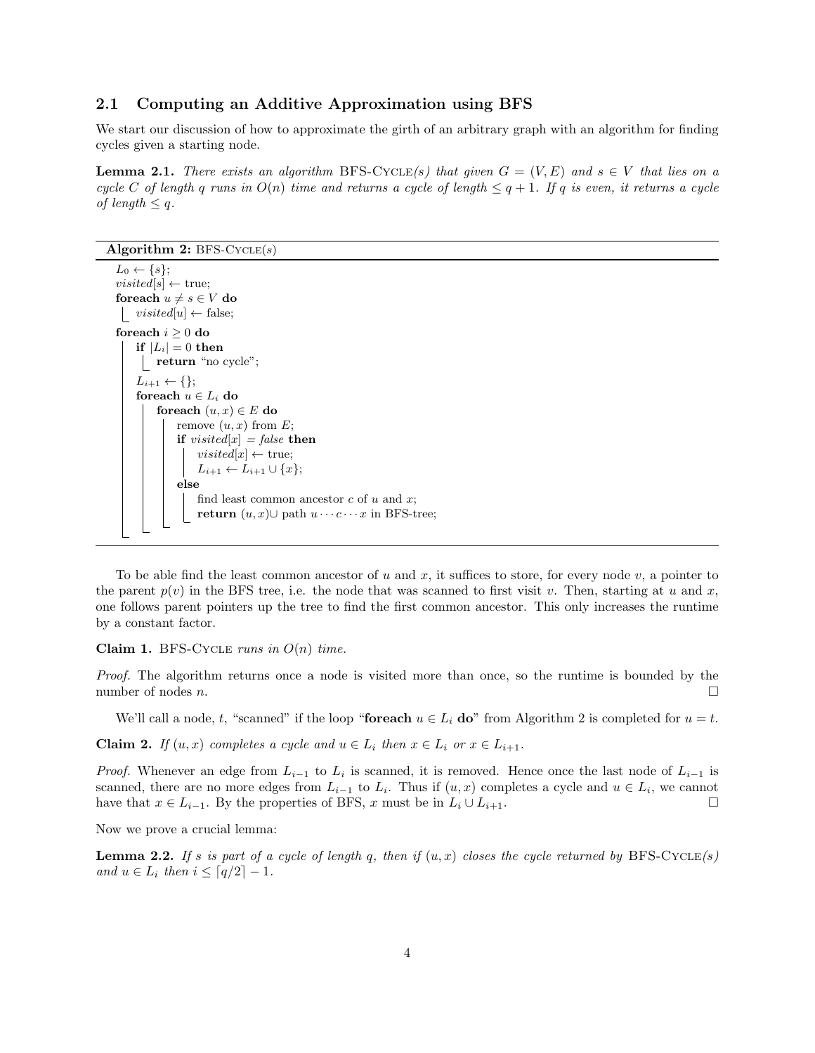## 2.1 Computing an Additive Approximation using BFS

We start our discussion of how to approximate the girth of an arbitrary graph with an algorithm for finding cycles given a starting node.

**Lemma 2.1.** *There exists an algorithm* BFS-Cycle*(s) that given $G = (V, E)$ and $s \in V$ that lies on a cycle $C$ of length $q$ runs in $O(n)$ time and returns a cycle of length $\leq q + 1$. If $q$ is even, it returns a cycle of length $\leq q$.*

**Algorithm 2:** BFS-Cycle($s$)

```
L_0 ← {s};
visited[s] ← true;
foreach u ≠ s ∈ V do
    visited[u] ← false;
foreach i ≥ 0 do
    if |L_i| = 0 then
        return "no cycle";
    L_{i+1} ← {};
    foreach u ∈ L_i do
        foreach (u, x) ∈ E do
            remove (u, x) from E;
            if visited[x] = false then
                visited[x] ← true;
                L_{i+1} ← L_{i+1} ∪ {x};
            else
                find least common ancestor c of u and x;
                return (u, x) ∪ path u ··· c ··· x in BFS-tree;
```

To be able find the least common ancestor of $u$ and $x$, it suffices to store, for every node $v$, a pointer to the parent $p(v)$ in the BFS tree, i.e. the node that was scanned to first visit $v$. Then, starting at $u$ and $x$, one follows parent pointers up the tree to find the first common ancestor. This only increases the runtime by a constant factor.

**Claim 1.** BFS-Cycle *runs in $O(n)$ time.*

*Proof.* The algorithm returns once a node is visited more than once, so the runtime is bounded by the number of nodes $n$. □

We'll call a node, $t$, "scanned" if the loop "**foreach** $u \in L_i$ **do**" from Algorithm 2 is completed for $u = t$.

**Claim 2.** *If $(u, x)$ completes a cycle and $u \in L_i$ then $x \in L_i$ or $x \in L_{i+1}$.*

*Proof.* Whenever an edge from $L_{i-1}$ to $L_i$ is scanned, it is removed. Hence once the last node of $L_{i-1}$ is scanned, there are no more edges from $L_{i-1}$ to $L_i$. Thus if $(u, x)$ completes a cycle and $u \in L_i$, we cannot have that $x \in L_{i-1}$. By the properties of BFS, $x$ must be in $L_i \cup L_{i+1}$. □

Now we prove a crucial lemma:

**Lemma 2.2.** *If $s$ is part of a cycle of length $q$, then if $(u, x)$ closes the cycle returned by* BFS-Cycle*(s) and $u \in L_i$ then $i \leq \lceil q/2 \rceil - 1$.*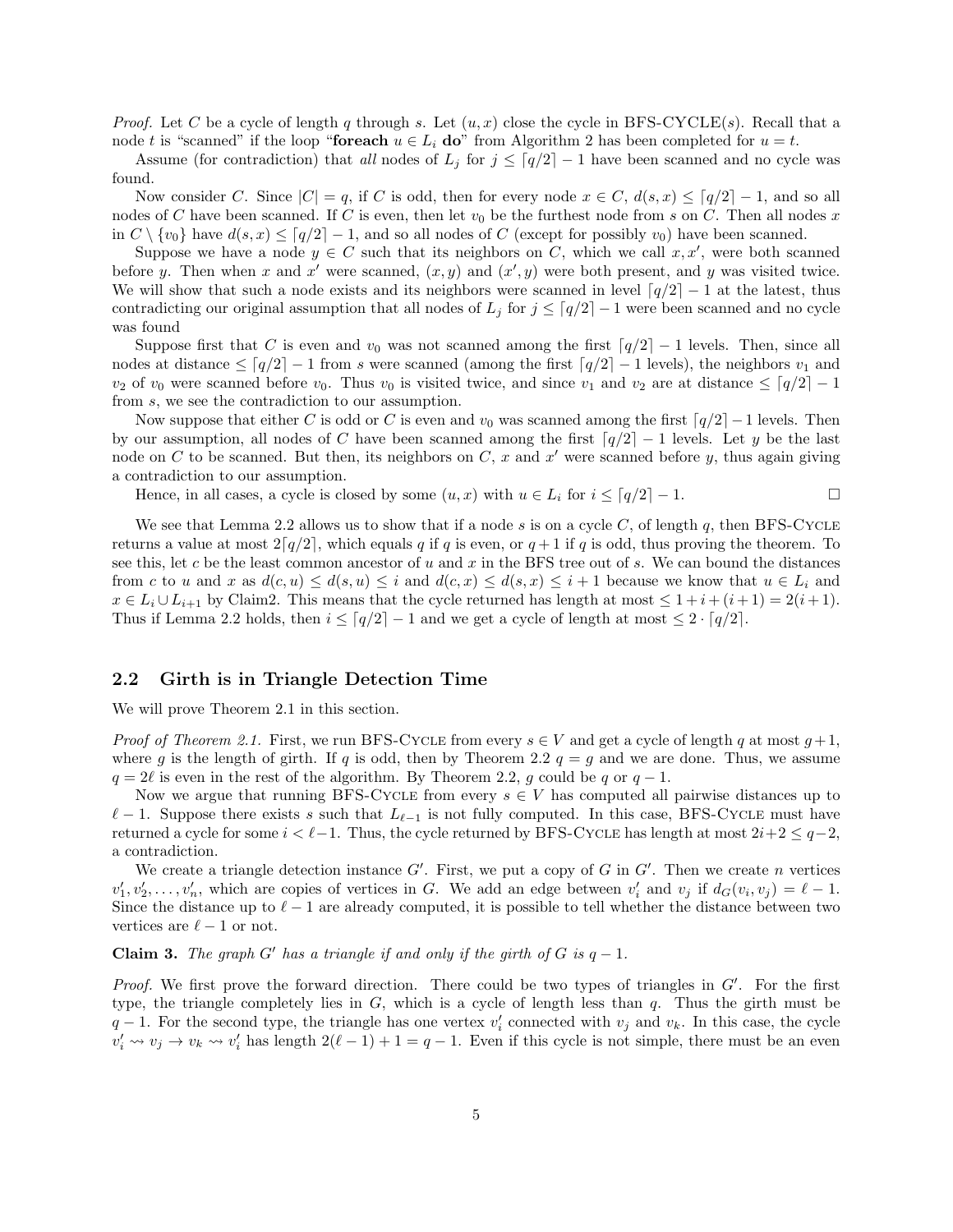*Proof.* Let $C$ be a cycle of length $q$ through $s$. Let $(u, x)$ close the cycle in BFS-CYCLE($s$). Recall that a node $t$ is "scanned" if the loop "**foreach** $u \in L_i$ **do**" from Algorithm 2 has been completed for $u = t$.

Assume (for contradiction) that *all* nodes of $L_j$ for $j \leq \lceil q/2 \rceil - 1$ have been scanned and no cycle was found.

Now consider $C$. Since $|C| = q$, if $C$ is odd, then for every node $x \in C$, $d(s, x) \leq \lceil q/2 \rceil - 1$, and so all nodes of $C$ have been scanned. If $C$ is even, then let $v_0$ be the furthest node from $s$ on $C$. Then all nodes $x$ in $C \setminus \{v_0\}$ have $d(s, x) \leq \lceil q/2 \rceil - 1$, and so all nodes of $C$ (except for possibly $v_0$) have been scanned.

Suppose we have a node $y \in C$ such that its neighbors on $C$, which we call $x, x'$, were both scanned before $y$. Then when $x$ and $x'$ were scanned, $(x, y)$ and $(x', y)$ were both present, and $y$ was visited twice. We will show that such a node exists and its neighbors were scanned in level $\lceil q/2 \rceil - 1$ at the latest, thus contradicting our original assumption that all nodes of $L_j$ for $j \leq \lceil q/2 \rceil - 1$ were been scanned and no cycle was found

Suppose first that $C$ is even and $v_0$ was not scanned among the first $\lceil q/2 \rceil - 1$ levels. Then, since all nodes at distance $\leq \lceil q/2 \rceil - 1$ from $s$ were scanned (among the first $\lceil q/2 \rceil - 1$ levels), the neighbors $v_1$ and $v_2$ of $v_0$ were scanned before $v_0$. Thus $v_0$ is visited twice, and since $v_1$ and $v_2$ are at distance $\leq \lceil q/2 \rceil - 1$ from $s$, we see the contradiction to our assumption.

Now suppose that either $C$ is odd or $C$ is even and $v_0$ was scanned among the first $\lceil q/2 \rceil - 1$ levels. Then by our assumption, all nodes of $C$ have been scanned among the first $\lceil q/2 \rceil - 1$ levels. Let $y$ be the last node on $C$ to be scanned. But then, its neighbors on $C$, $x$ and $x'$ were scanned before $y$, thus again giving a contradiction to our assumption.

Hence, in all cases, a cycle is closed by some $(u, x)$ with $u \in L_i$ for $i \leq \lceil q/2 \rceil - 1$. □

We see that Lemma 2.2 allows us to show that if a node $s$ is on a cycle $C$, of length $q$, then BFS-CYCLE returns a value at most $2\lceil q/2 \rceil$, which equals $q$ if $q$ is even, or $q+1$ if $q$ is odd, thus proving the theorem. To see this, let $c$ be the least common ancestor of $u$ and $x$ in the BFS tree out of $s$. We can bound the distances from $c$ to $u$ and $x$ as $d(c, u) \leq d(s, u) \leq i$ and $d(c, x) \leq d(s, x) \leq i + 1$ because we know that $u \in L_i$ and $x \in L_i \cup L_{i+1}$ by Claim2. This means that the cycle returned has length at most $\leq 1 + i + (i + 1) = 2(i + 1)$. Thus if Lemma 2.2 holds, then $i \leq \lceil q/2 \rceil - 1$ and we get a cycle of length at most $\leq 2 \cdot \lceil q/2 \rceil$.

## 2.2 Girth is in Triangle Detection Time

We will prove Theorem 2.1 in this section.

*Proof of Theorem 2.1.* First, we run BFS-CYCLE from every $s \in V$ and get a cycle of length $q$ at most $g+1$, where $g$ is the length of girth. If $q$ is odd, then by Theorem 2.2 $q = g$ and we are done. Thus, we assume $q = 2\ell$ is even in the rest of the algorithm. By Theorem 2.2, $g$ could be $q$ or $q - 1$.

Now we argue that running BFS-CYCLE from every $s \in V$ has computed all pairwise distances up to $\ell - 1$. Suppose there exists $s$ such that $L_{\ell-1}$ is not fully computed. In this case, BFS-CYCLE must have returned a cycle for some $i < \ell - 1$. Thus, the cycle returned by BFS-CYCLE has length at most $2i+2 \leq q-2$, a contradiction.

We create a triangle detection instance $G'$. First, we put a copy of $G$ in $G'$. Then we create $n$ vertices $v'_1, v'_2, \ldots, v'_n$, which are copies of vertices in $G$. We add an edge between $v'_i$ and $v_j$ if $d_G(v_i, v_j) = \ell - 1$. Since the distance up to $\ell - 1$ are already computed, it is possible to tell whether the distance between two vertices are $\ell - 1$ or not.

**Claim 3.** *The graph $G'$ has a triangle if and only if the girth of $G$ is $q - 1$.*

*Proof.* We first prove the forward direction. There could be two types of triangles in $G'$. For the first type, the triangle completely lies in $G$, which is a cycle of length less than $q$. Thus the girth must be $q - 1$. For the second type, the triangle has one vertex $v'_i$ connected with $v_j$ and $v_k$. In this case, the cycle $v'_i \rightsquigarrow v_j \to v_k \rightsquigarrow v'_i$ has length $2(\ell - 1) + 1 = q - 1$. Even if this cycle is not simple, there must be an even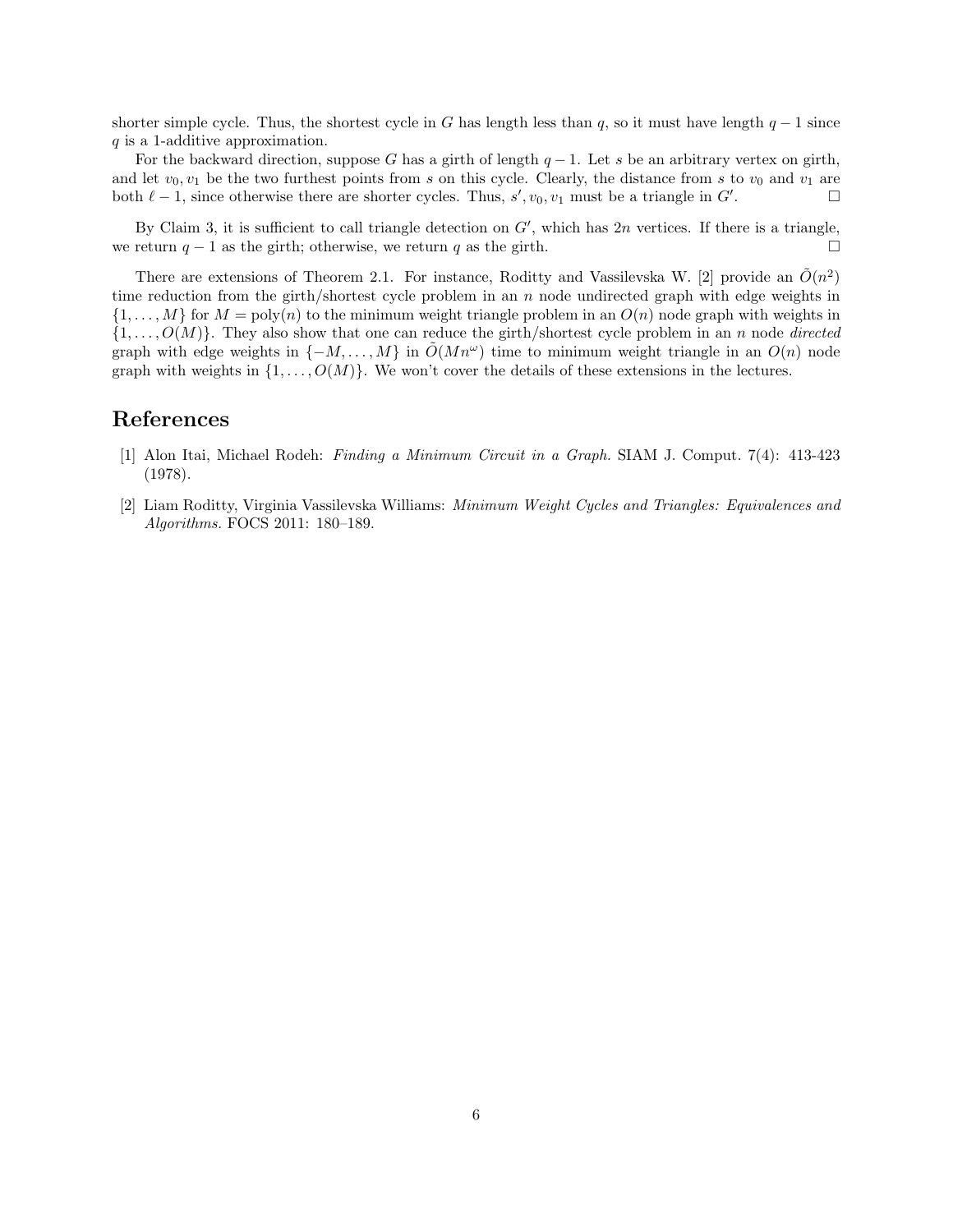shorter simple cycle. Thus, the shortest cycle in $G$ has length less than $q$, so it must have length $q-1$ since $q$ is a 1-additive approximation.

For the backward direction, suppose $G$ has a girth of length $q-1$. Let $s$ be an arbitrary vertex on girth, and let $v_0, v_1$ be the two furthest points from $s$ on this cycle. Clearly, the distance from $s$ to $v_0$ and $v_1$ are both $\ell - 1$, since otherwise there are shorter cycles. Thus, $s', v_0, v_1$ must be a triangle in $G'$. □

By Claim 3, it is sufficient to call triangle detection on $G'$, which has $2n$ vertices. If there is a triangle, we return $q-1$ as the girth; otherwise, we return $q$ as the girth. □

There are extensions of Theorem 2.1. For instance, Roditty and Vassilevska W. [2] provide an $\tilde{O}(n^2)$ time reduction from the girth/shortest cycle problem in an $n$ node undirected graph with edge weights in $\{1, \ldots, M\}$ for $M = \text{poly}(n)$ to the minimum weight triangle problem in an $O(n)$ node graph with weights in $\{1, \ldots, O(M)\}$. They also show that one can reduce the girth/shortest cycle problem in an $n$ node *directed* graph with edge weights in $\{-M, \ldots, M\}$ in $\tilde{O}(Mn^{\omega})$ time to minimum weight triangle in an $O(n)$ node graph with weights in $\{1, \ldots, O(M)\}$. We won't cover the details of these extensions in the lectures.

# References

[1] Alon Itai, Michael Rodeh: *Finding a Minimum Circuit in a Graph.* SIAM J. Comput. 7(4): 413-423 (1978).

[2] Liam Roditty, Virginia Vassilevska Williams: *Minimum Weight Cycles and Triangles: Equivalences and Algorithms.* FOCS 2011: 180–189.